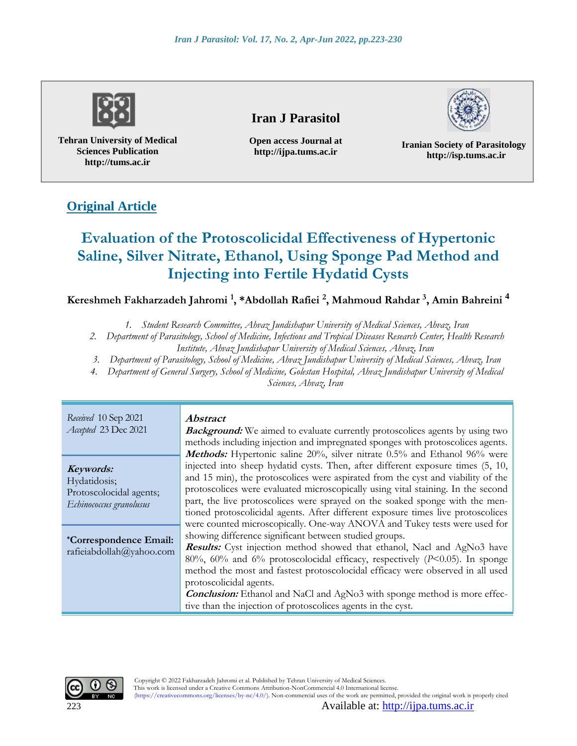Tehran University of Medical Sciences Publication
http://tums.ac.ir

**Iran J Parasitol**

Open access Journal at
http://ijpa.tums.ac.ir

Iranian Society of Parasitology
http://isp.tums.ac.ir

**Original Article**

# Evaluation of the Protoscolicidal Effectiveness of Hypertonic Saline, Silver Nitrate, Ethanol, Using Sponge Pad Method and Injecting into Fertile Hydatid Cysts

**Kereshmeh Fakharzadeh Jahromi [1], *Abdollah Rafiei [2], Mahmoud Rahdar [3], Amin Bahreini [4]**

1. *Student Research Committee, Ahvaz Jundishapur University of Medical Sciences, Ahvaz, Iran*
2. *Department of Parasitology, School of Medicine, Infectious and Tropical Diseases Research Center, Health Research Institute, Ahvaz Jundishapur University of Medical Sciences, Ahvaz, Iran*
3. *Department of Parasitology, School of Medicine, Ahvaz Jundishapur University of Medical Sciences, Ahvaz, Iran*
4. *Department of General Surgery, School of Medicine, Golestan Hospital, Ahvaz Jundishapur University of Medical Sciences, Ahvaz, Iran*

*Received* 10 Sep 2021
*Accepted* 23 Dec 2021

**Keywords:**
Hydatidosis;
Protoscolocidal agents;
*Echinococcus granolusus*

***Correspondence Email:**
rafieiabdollah@yahoo.com

## Abstract

***Background:*** We aimed to evaluate currently protoscolices agents by using two methods including injection and impregnated sponges with protoscolices agents.

***Methods:*** Hypertonic saline 20%, silver nitrate 0.5% and Ethanol 96% were injected into sheep hydatid cysts. Then, after different exposure times (5, 10, and 15 min), the protoscolices were aspirated from the cyst and viability of the protoscolices were evaluated microscopically using vital staining. In the second part, the live protoscolices were sprayed on the soaked sponge with the mentioned protoscolicidal agents. After different exposure times live protoscolices were counted microscopically. One-way ANOVA and Tukey tests were used for showing difference significant between studied groups.

***Results:*** Cyst injection method showed that ethanol, Nacl and AgNo3 have 80%, 60% and 6% protoscolocidal efficacy, respectively ($P<0.05$). In sponge method the most and fastest protoscolocidal efficacy were observed in all used protoscolicidal agents.

***Conclusion:*** Ethanol and NaCl and AgNo3 with sponge method is more effective than the injection of protoscolices agents in the cyst.

Copyright © 2022 Fakharzadeh Jahromi et al. Published by Tehran University of Medical Sciences.
This work is licensed under a Creative Commons Attribution-NonCommercial 4.0 International license.
(https://creativecommons.org/licenses/by-nc/4.0/). Non-commercial uses of the work are permitted, provided the original work is properly cited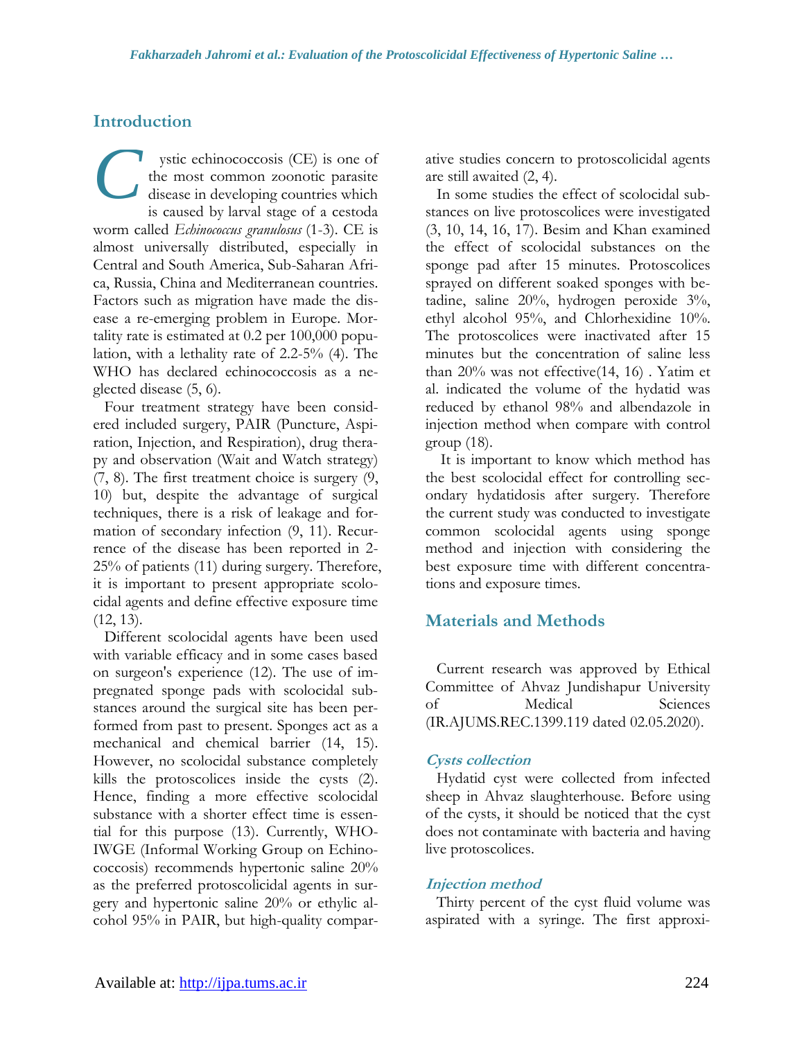## Introduction

Cystic echinococcosis (CE) is one of the most common zoonotic parasite disease in developing countries which is caused by larval stage of a cestoda worm called *Echinococcus granulosus* (1-3). CE is almost universally distributed, especially in Central and South America, Sub-Saharan Africa, Russia, China and Mediterranean countries. Factors such as migration have made the disease a re-emerging problem in Europe. Mortality rate is estimated at 0.2 per 100,000 population, with a lethality rate of 2.2-5% (4). The WHO has declared echinococcosis as a neglected disease (5, 6).

Four treatment strategy have been considered included surgery, PAIR (Puncture, Aspiration, Injection, and Respiration), drug therapy and observation (Wait and Watch strategy) (7, 8). The first treatment choice is surgery (9, 10) but, despite the advantage of surgical techniques, there is a risk of leakage and formation of secondary infection (9, 11). Recurrence of the disease has been reported in 2-25% of patients (11) during surgery. Therefore, it is important to present appropriate scolocidal agents and define effective exposure time (12, 13).

Different scolocidal agents have been used with variable efficacy and in some cases based on surgeon's experience (12). The use of impregnated sponge pads with scolocidal substances around the surgical site has been performed from past to present. Sponges act as a mechanical and chemical barrier (14, 15). However, no scolocidal substance completely kills the protoscolices inside the cysts (2). Hence, finding a more effective scolocidal substance with a shorter effect time is essential for this purpose (13). Currently, WHO-IWGE (Informal Working Group on Echinococcosis) recommends hypertonic saline 20% as the preferred protoscolicidal agents in surgery and hypertonic saline 20% or ethylic alcohol 95% in PAIR, but high-quality comparative studies concern to protoscolicidal agents are still awaited (2, 4).

In some studies the effect of scolocidal substances on live protoscolices were investigated (3, 10, 14, 16, 17). Besim and Khan examined the effect of scolocidal substances on the sponge pad after 15 minutes. Protoscolices sprayed on different soaked sponges with betadine, saline 20%, hydrogen peroxide 3%, ethyl alcohol 95%, and Chlorhexidine 10%. The protoscolices were inactivated after 15 minutes but the concentration of saline less than 20% was not effective(14, 16) . Yatim et al. indicated the volume of the hydatid was reduced by ethanol 98% and albendazole in injection method when compare with control group (18).

It is important to know which method has the best scolocidal effect for controlling secondary hydatidosis after surgery. Therefore the current study was conducted to investigate common scolocidal agents using sponge method and injection with considering the best exposure time with different concentrations and exposure times.

## Materials and Methods

Current research was approved by Ethical Committee of Ahvaz Jundishapur University of Medical Sciences (IR.AJUMS.REC.1399.119 dated 02.05.2020).

### Cysts collection

Hydatid cyst were collected from infected sheep in Ahvaz slaughterhouse. Before using of the cysts, it should be noticed that the cyst does not contaminate with bacteria and having live protoscolices.

### Injection method

Thirty percent of the cyst fluid volume was aspirated with a syringe. The first approxi-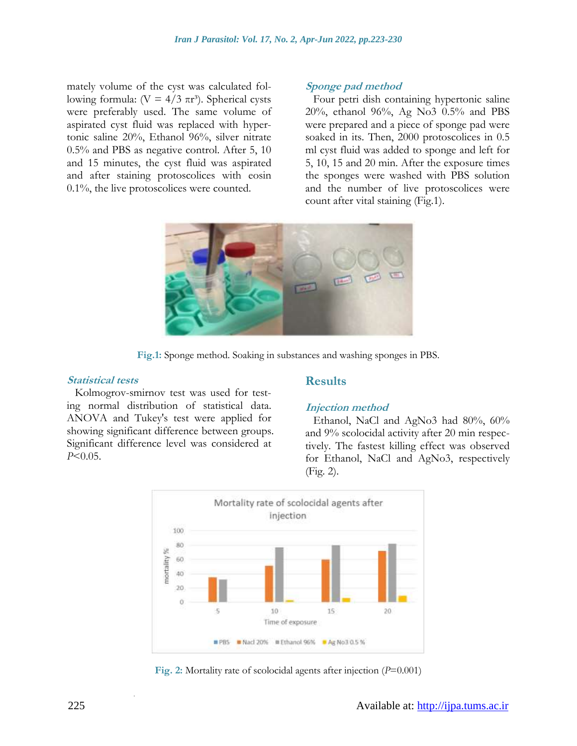mately volume of the cyst was calculated following formula: ($V = 4/3\ \pi r^3$). Spherical cysts were preferably used. The same volume of aspirated cyst fluid was replaced with hypertonic saline 20%, Ethanol 96%, silver nitrate 0.5% and PBS as negative control. After 5, 10 and 15 minutes, the cyst fluid was aspirated and after staining protoscolices with eosin 0.1%, the live protoscolices were counted.

### *Sponge pad method*

Four petri dish containing hypertonic saline 20%, ethanol 96%, Ag No3 0.5% and PBS were prepared and a piece of sponge pad were soaked in its. Then, 2000 protoscolices in 0.5 ml cyst fluid was added to sponge and left for 5, 10, 15 and 20 min. After the exposure times the sponges were washed with PBS solution and the number of live protoscolices were count after vital staining (Fig.1).

**Fig.1:** Sponge method. Soaking in substances and washing sponges in PBS.

### *Statistical tests*

Kolmogrov-smirnov test was used for testing normal distribution of statistical data. ANOVA and Tukey's test were applied for showing significant difference between groups. Significant difference level was considered at $P<0.05$.

## Results

### *Injection method*

Ethanol, NaCl and AgNo3 had 80%, 60% and 9% scolocidal activity after 20 min respectively. The fastest killing effect was observed for Ethanol, NaCl and AgNo3, respectively (Fig. 2).

**Fig. 2:** Mortality rate of scolocidal agents after injection ($P$=0.001)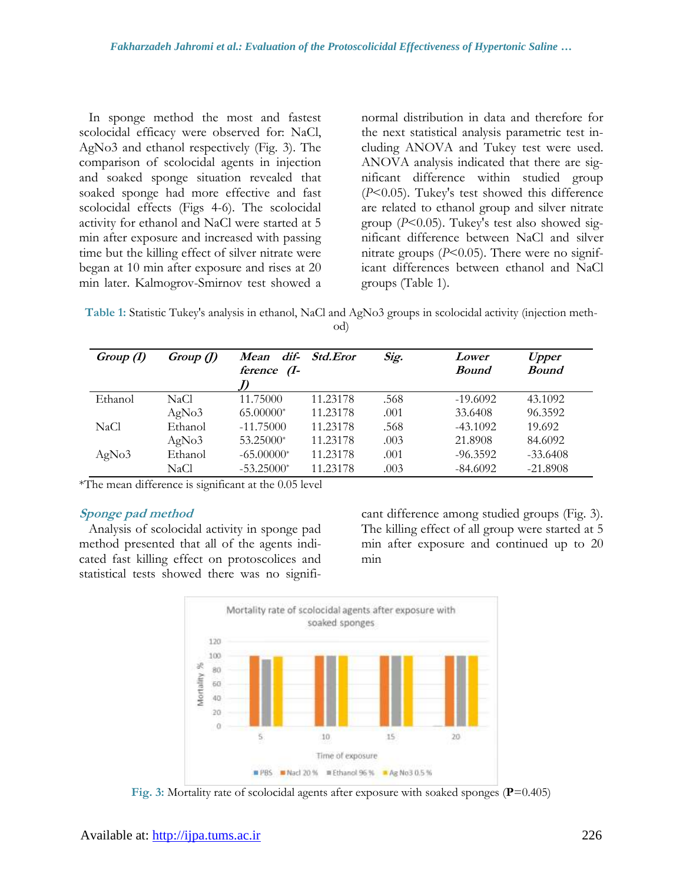In sponge method the most and fastest scolocidal efficacy were observed for: NaCl, AgNo3 and ethanol respectively (Fig. 3). The comparison of scolocidal agents in injection and soaked sponge situation revealed that soaked sponge had more effective and fast scolocidal effects (Figs 4-6). The scolocidal activity for ethanol and NaCl were started at 5 min after exposure and increased with passing time but the killing effect of silver nitrate were began at 10 min after exposure and rises at 20 min later. Kalmogrov-Smirnov test showed a normal distribution in data and therefore for the next statistical analysis parametric test including ANOVA and Tukey test were used. ANOVA analysis indicated that there are significant difference within studied group ($P<0.05$). Tukey's test showed this difference are related to ethanol group and silver nitrate group ($P<0.05$). Tukey's test also showed significant difference between NaCl and silver nitrate groups ($P<0.05$). There were no significant differences between ethanol and NaCl groups (Table 1).

**Table 1:** Statistic Tukey's analysis in ethanol, NaCl and AgNo3 groups in scolocidal activity (injection method)

| *Group (I)* | *Group (J)* | *Mean difference (I-J)* | *Std.Eror* | *Sig.* | *Lower Bound* | *Upper Bound* |
|---|---|---|---|---|---|---|
| Ethanol | NaCl | 11.75000 | 11.23178 | .568 | -19.6092 | 43.1092 |
| | AgNo3 | 65.00000* | 11.23178 | .001 | 33.6408 | 96.3592 |
| NaCl | Ethanol | -11.75000 | 11.23178 | .568 | -43.1092 | 19.692 |
| | AgNo3 | 53.25000* | 11.23178 | .003 | 21.8908 | 84.6092 |
| AgNo3 | Ethanol | -65.00000* | 11.23178 | .001 | -96.3592 | -33.6408 |
| | NaCl | -53.25000* | 11.23178 | .003 | -84.6092 | -21.8908 |

*The mean difference is significant at the 0.05 level

### *Sponge pad method*

Analysis of scolocidal activity in sponge pad method presented that all of the agents indicated fast killing effect on protoscolices and statistical tests showed there was no significant difference among studied groups (Fig. 3). The killing effect of all group were started at 5 min after exposure and continued up to 20 min

**Fig. 3:** Mortality rate of scolocidal agents after exposure with soaked sponges (**P**=0.405)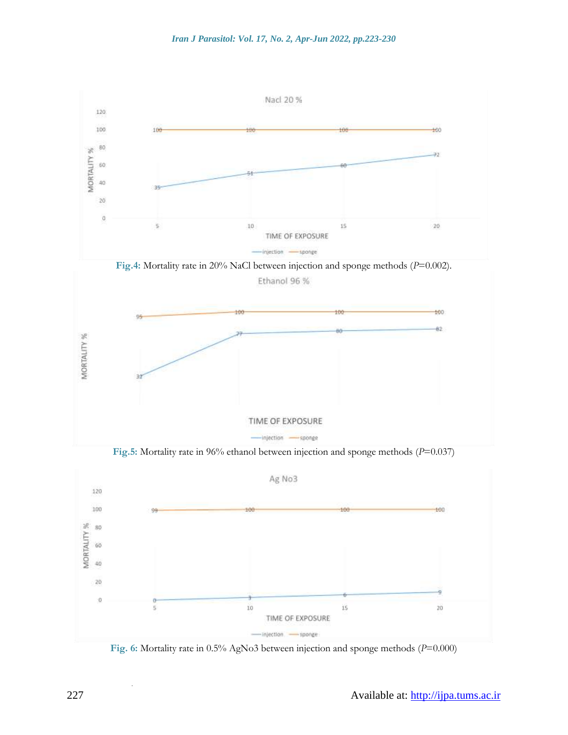Fig.4: Mortality rate in 20% NaCl between injection and sponge methods ($P$=0.002).

Fig.5: Mortality rate in 96% ethanol between injection and sponge methods ($P$=0.037)

Fig. 6: Mortality rate in 0.5% AgNo3 between injection and sponge methods ($P$=0.000)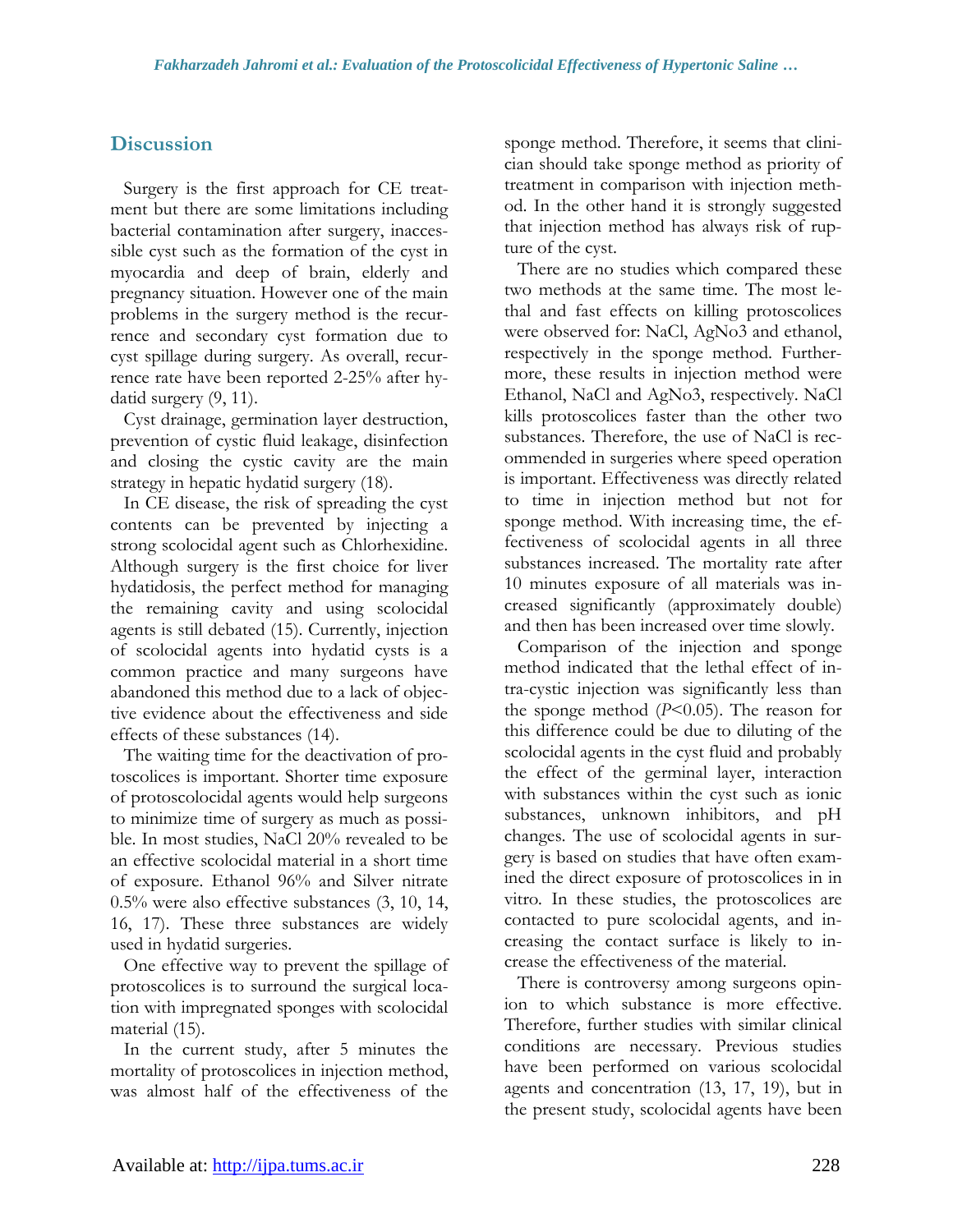## Discussion

Surgery is the first approach for CE treatment but there are some limitations including bacterial contamination after surgery, inaccessible cyst such as the formation of the cyst in myocardia and deep of brain, elderly and pregnancy situation. However one of the main problems in the surgery method is the recurrence and secondary cyst formation due to cyst spillage during surgery. As overall, recurrence rate have been reported 2-25% after hydatid surgery (9, 11).

Cyst drainage, germination layer destruction, prevention of cystic fluid leakage, disinfection and closing the cystic cavity are the main strategy in hepatic hydatid surgery (18).

In CE disease, the risk of spreading the cyst contents can be prevented by injecting a strong scolocidal agent such as Chlorhexidine. Although surgery is the first choice for liver hydatidosis, the perfect method for managing the remaining cavity and using scolocidal agents is still debated (15). Currently, injection of scolocidal agents into hydatid cysts is a common practice and many surgeons have abandoned this method due to a lack of objective evidence about the effectiveness and side effects of these substances (14).

The waiting time for the deactivation of protoscolices is important. Shorter time exposure of protoscolocidal agents would help surgeons to minimize time of surgery as much as possible. In most studies, NaCl 20% revealed to be an effective scolocidal material in a short time of exposure. Ethanol 96% and Silver nitrate 0.5% were also effective substances (3, 10, 14, 16, 17). These three substances are widely used in hydatid surgeries.

One effective way to prevent the spillage of protoscolices is to surround the surgical location with impregnated sponges with scolocidal material (15).

In the current study, after 5 minutes the mortality of protoscolices in injection method, was almost half of the effectiveness of the sponge method. Therefore, it seems that clinician should take sponge method as priority of treatment in comparison with injection method. In the other hand it is strongly suggested that injection method has always risk of rupture of the cyst.

There are no studies which compared these two methods at the same time. The most lethal and fast effects on killing protoscolices were observed for: NaCl, AgNo3 and ethanol, respectively in the sponge method. Furthermore, these results in injection method were Ethanol, NaCl and AgNo3, respectively. NaCl kills protoscolices faster than the other two substances. Therefore, the use of NaCl is recommended in surgeries where speed operation is important. Effectiveness was directly related to time in injection method but not for sponge method. With increasing time, the effectiveness of scolocidal agents in all three substances increased. The mortality rate after 10 minutes exposure of all materials was increased significantly (approximately double) and then has been increased over time slowly.

Comparison of the injection and sponge method indicated that the lethal effect of intra-cystic injection was significantly less than the sponge method ($P<0.05$). The reason for this difference could be due to diluting of the scolocidal agents in the cyst fluid and probably the effect of the germinal layer, interaction with substances within the cyst such as ionic substances, unknown inhibitors, and pH changes. The use of scolocidal agents in surgery is based on studies that have often examined the direct exposure of protoscolices in in vitro. In these studies, the protoscolices are contacted to pure scolocidal agents, and increasing the contact surface is likely to increase the effectiveness of the material.

There is controversy among surgeons opinion to which substance is more effective. Therefore, further studies with similar clinical conditions are necessary. Previous studies have been performed on various scolocidal agents and concentration (13, 17, 19), but in the present study, scolocidal agents have been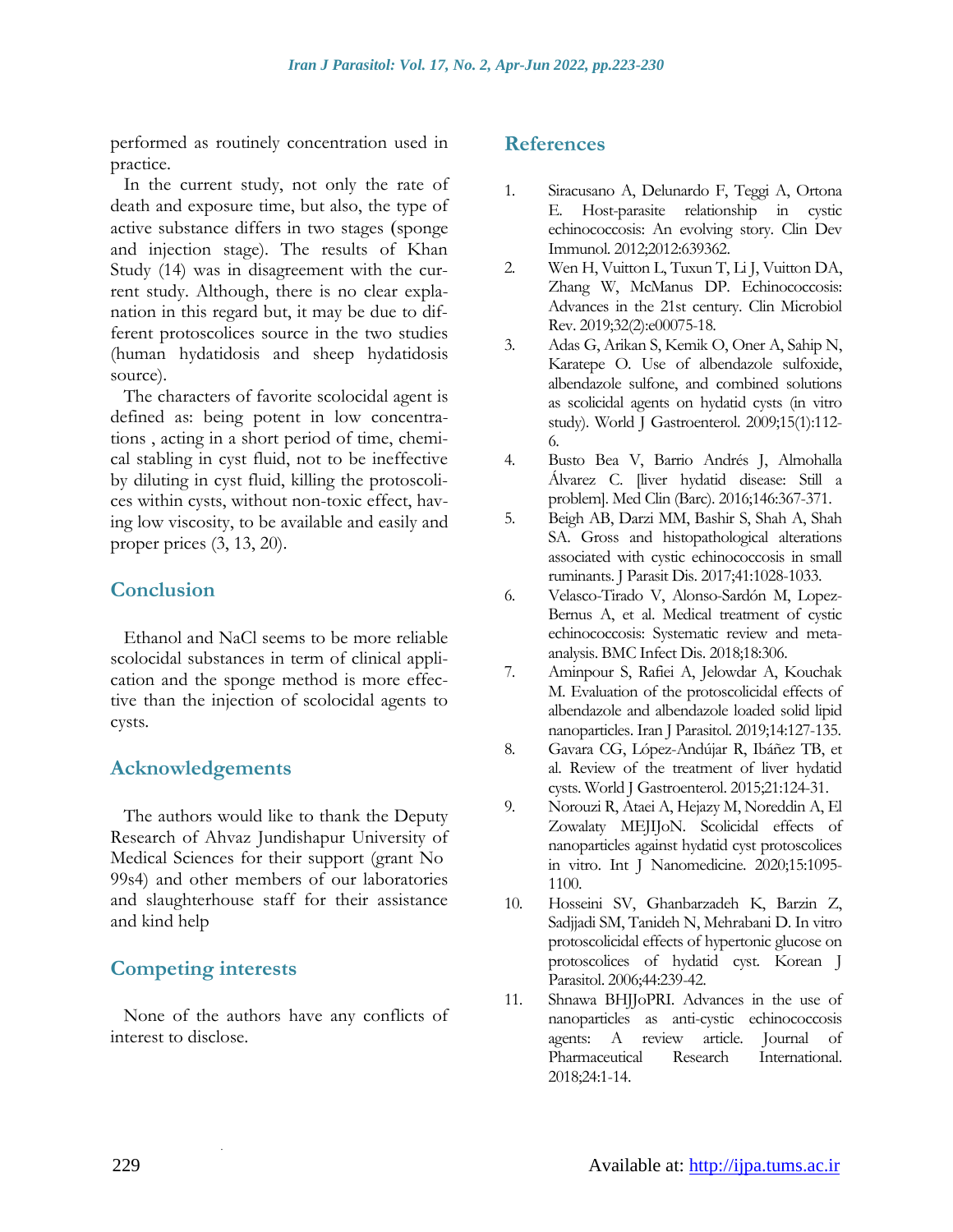performed as routinely concentration used in practice.

In the current study, not only the rate of death and exposure time, but also, the type of active substance differs in two stages (sponge and injection stage). The results of Khan Study (14) was in disagreement with the current study. Although, there is no clear explanation in this regard but, it may be due to different protoscolices source in the two studies (human hydatidosis and sheep hydatidosis source).

The characters of favorite scolocidal agent is defined as: being potent in low concentrations , acting in a short period of time, chemical stabling in cyst fluid, not to be ineffective by diluting in cyst fluid, killing the protoscolices within cysts, without non-toxic effect, having low viscosity, to be available and easily and proper prices (3, 13, 20).

## Conclusion

Ethanol and NaCl seems to be more reliable scolocidal substances in term of clinical application and the sponge method is more effective than the injection of scolocidal agents to cysts.

## Acknowledgements

The authors would like to thank the Deputy Research of Ahvaz Jundishapur University of Medical Sciences for their support (grant No 99s4) and other members of our laboratories and slaughterhouse staff for their assistance and kind help

## Competing interests

None of the authors have any conflicts of interest to disclose.

## References

1. Siracusano A, Delunardo F, Teggi A, Ortona E. Host-parasite relationship in cystic echinococcosis: An evolving story. Clin Dev Immunol. 2012;2012:639362.
2. Wen H, Vuitton L, Tuxun T, Li J, Vuitton DA, Zhang W, McManus DP. Echinococcosis: Advances in the 21st century. Clin Microbiol Rev. 2019;32(2):e00075-18.
3. Adas G, Arikan S, Kemik O, Oner A, Sahip N, Karatepe O. Use of albendazole sulfoxide, albendazole sulfone, and combined solutions as scolicidal agents on hydatid cysts (in vitro study). World J Gastroenterol. 2009;15(1):112-6.
4. Busto Bea V, Barrio Andrés J, Almohalla Álvarez C. [liver hydatid disease: Still a problem]. Med Clin (Barc). 2016;146:367-371.
5. Beigh AB, Darzi MM, Bashir S, Shah A, Shah SA. Gross and histopathological alterations associated with cystic echinococcosis in small ruminants. J Parasit Dis. 2017;41:1028-1033.
6. Velasco-Tirado V, Alonso-Sardón M, Lopez-Bernus A, et al. Medical treatment of cystic echinococcosis: Systematic review and meta-analysis. BMC Infect Dis. 2018;18:306.
7. Aminpour S, Rafiei A, Jelowdar A, Kouchak M. Evaluation of the protoscolicidal effects of albendazole and albendazole loaded solid lipid nanoparticles. Iran J Parasitol. 2019;14:127-135.
8. Gavara CG, López-Andújar R, Ibáñez TB, et al. Review of the treatment of liver hydatid cysts. World J Gastroenterol. 2015;21:124-31.
9. Norouzi R, Ataei A, Hejazy M, Noreddin A, El Zowalaty MEJIJoN. Scolicidal effects of nanoparticles against hydatid cyst protoscolices in vitro. Int J Nanomedicine. 2020;15:1095-1100.
10. Hosseini SV, Ghanbarzadeh K, Barzin Z, Sadjjadi SM, Tanideh N, Mehrabani D. In vitro protoscolicidal effects of hypertonic glucose on protoscolices of hydatid cyst. Korean J Parasitol. 2006;44:239-42.
11. Shnawa BHJJoPRI. Advances in the use of nanoparticles as anti-cystic echinococcosis agents: A review article. Journal of Pharmaceutical Research International. 2018;24:1-14.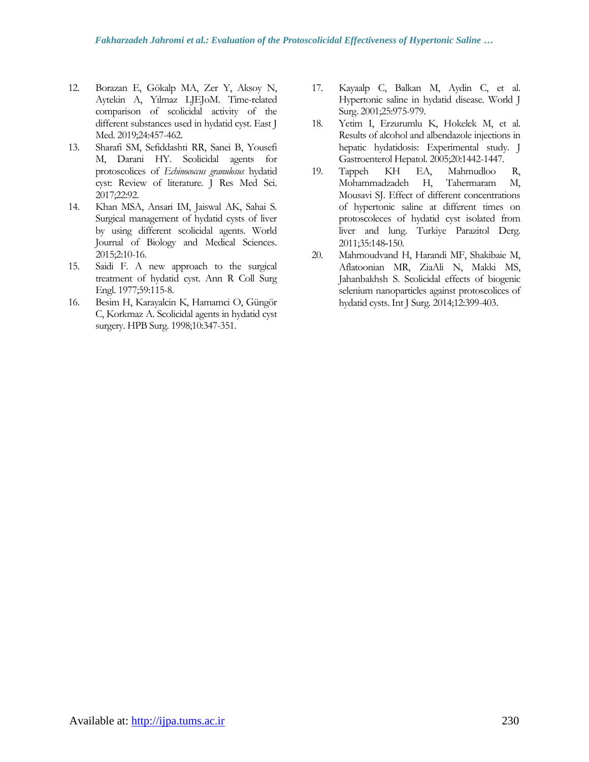12. Borazan E, Gökalp MA, Zer Y, Aksoy N, Aytekin A, Yılmaz LJEJoM. Time-related comparison of scolicidal activity of the different substances used in hydatid cyst. East J Med. 2019;24:457-462.
13. Sharafi SM, Sefiddashti RR, Sanei B, Yousefi M, Darani HY. Scolicidal agents for protoscolices of *Echinococcus granulosus* hydatid cyst: Review of literature. J Res Med Sci. 2017;22:92.
14. Khan MSA, Ansari IM, Jaiswal AK, Sahai S. Surgical management of hydatid cysts of liver by using different scolicidal agents. World Journal of Biology and Medical Sciences. 2015;2:10-16.
15. Saidi F. A new approach to the surgical treatment of hydatid cyst. Ann R Coll Surg Engl. 1977;59:115-8.
16. Besim H, Karayalcin K, Hamamci O, Güngör C, Korkmaz A. Scolicidal agents in hydatid cyst surgery. HPB Surg. 1998;10:347-351.
17. Kayaalp C, Balkan M, Aydin C, et al. Hypertonic saline in hydatid disease. World J Surg. 2001;25:975-979.
18. Yetim I, Erzurumlu K, Hokelek M, et al. Results of alcohol and albendazole injections in hepatic hydatidosis: Experimental study. J Gastroenterol Hepatol. 2005;20:1442-1447.
19. Tappeh KH EA, Mahmudloo R, Mohammadzadeh H, Tahermaram M, Mousavi SJ. Effect of different concentrations of hypertonic saline at different times on protoscoleces of hydatid cyst isolated from liver and lung. Turkiye Parazitol Derg. 2011;35:148-150.
20. Mahmoudvand H, Harandi MF, Shakibaie M, Aflatoonian MR, ZiaAli N, Makki MS, Jahanbakhsh S. Scolicidal effects of biogenic selenium nanoparticles against protoscolices of hydatid cysts. Int J Surg. 2014;12:399-403.